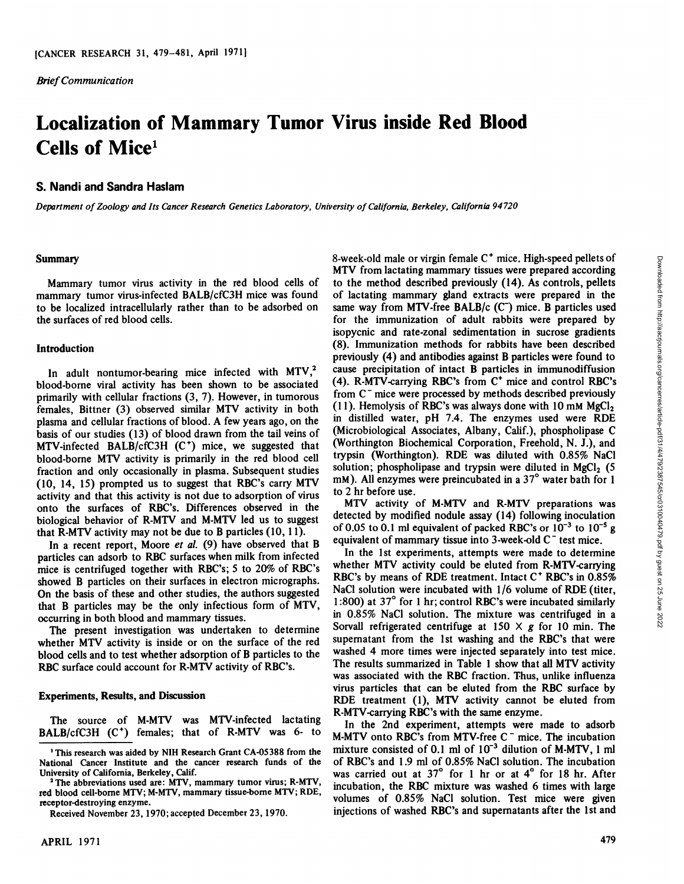*Brief Communication*

# Localization of Mammary Tumor Virus inside Red Blood Cells of Mice[1]

## S. Nandi and Sandra Haslam

*Department of Zoology and Its Cancer Research Genetics Laboratory, University of California, Berkeley, California 94720*

### Summary

Mammary tumor virus activity in the red blood cells of mammary tumor virus-infected BALB/cfC3H mice was found to be localized intracellularly rather than to be adsorbed on the surfaces of red blood cells.

### Introduction

In adult nontumor-bearing mice infected with MTV,[2] blood-borne viral activity has been shown to be associated primarily with cellular fractions (3, 7). However, in tumorous females, Bittner (3) observed similar MTV activity in both plasma and cellular fractions of blood. A few years ago, on the basis of our studies (13) of blood drawn from the tail veins of MTV-infected BALB/cfC3H ($C^+$) mice, we suggested that blood-borne MTV activity is primarily in the red blood cell fraction and only occasionally in plasma. Subsequent studies (10, 14, 15) prompted us to suggest that RBC's carry MTV activity and that this activity is not due to adsorption of virus onto the surfaces of RBC's. Differences observed in the biological behavior of R-MTV and M-MTV led us to suggest that R-MTV activity may not be due to B particles (10, 11).

In a recent report, Moore *et al.* (9) have observed that B particles can adsorb to RBC surfaces when milk from infected mice is centrifuged together with RBC's; 5 to 20% of RBC's showed B particles on their surfaces in electron micrographs. On the basis of these and other studies, the authors suggested that B particles may be the only infectious form of MTV, occurring in both blood and mammary tissues.

The present investigation was undertaken to determine whether MTV activity is inside or on the surface of the red blood cells and to test whether adsorption of B particles to the RBC surface could account for R-MTV activity of RBC's.

### Experiments, Results, and Discussion

The source of M-MTV was MTV-infected lactating BALB/cfC3H ($C^+$) females; that of R-MTV was 6- to 8-week-old male or virgin female $C^+$ mice. High-speed pellets of MTV from lactating mammary tissues were prepared according to the method described previously (14). As controls, pellets of lactating mammary gland extracts were prepared in the same way from MTV-free BALB/c ($C^-$) mice. B particles used for the immunization of adult rabbits were prepared by isopycnic and rate-zonal sedimentation in sucrose gradients (8). Immunization methods for rabbits have been described previously (4) and antibodies against B particles were found to cause precipitation of intact B particles in immunodiffusion (4). R-MTV-carrying RBC's from $C^+$ mice and control RBC's from $C^-$ mice were processed by methods described previously (11). Hemolysis of RBC's was always done with 10 mM $MgCl_2$ in distilled water, pH 7.4. The enzymes used were RDE (Microbiological Associates, Albany, Calif.), phospholipase C (Worthington Biochemical Corporation, Freehold, N. J.), and trypsin (Worthington). RDE was diluted with 0.85% NaCl solution; phospholipase and trypsin were diluted in $MgCl_2$ (5 mM). All enzymes were preincubated in a 37° water bath for 1 to 2 hr before use.

MTV activity of M-MTV and R-MTV preparations was detected by modified nodule assay (14) following inoculation of 0.05 to 0.1 ml equivalent of packed RBC's or $10^{-3}$ to $10^{-5}$ g equivalent of mammary tissue into 3-week-old $C^-$ test mice.

In the 1st experiments, attempts were made to determine whether MTV activity could be eluted from R-MTV-carrying RBC's by means of RDE treatment. Intact $C^+$ RBC's in 0.85% NaCl solution were incubated with 1/6 volume of RDE (titer, 1:800) at 37° for 1 hr; control RBC's were incubated similarly in 0.85% NaCl solution. The mixture was centrifuged in a Sorvall refrigerated centrifuge at 150 × *g* for 10 min. The supernatant from the 1st washing and the RBC's that were washed 4 more times were injected separately into test mice. The results summarized in Table 1 show that all MTV activity was associated with the RBC fraction. Thus, unlike influenza virus particles that can be eluted from the RBC surface by RDE treatment (1), MTV activity cannot be eluted from R-MTV-carrying RBC's with the same enzyme.

In the 2nd experiment, attempts were made to adsorb M-MTV onto RBC's from MTV-free $C^-$ mice. The incubation mixture consisted of 0.1 ml of $10^{-3}$ dilution of M-MTV, 1 ml of RBC's and 1.9 ml of 0.85% NaCl solution. The incubation was carried out at 37° for 1 hr or at 4° for 18 hr. After incubation, the RBC mixture was washed 6 times with large volumes of 0.85% NaCl solution. Test mice were given injections of washed RBC's and supernatants after the 1st and

---

[1] This research was aided by NIH Research Grant CA-05388 from the National Cancer Institute and the cancer research funds of the University of California, Berkeley, Calif.

[2] The abbreviations used are: MTV, mammary tumor virus; R-MTV, red blood cell-borne MTV; M-MTV, mammary tissue-borne MTV; RDE, receptor-destroying enzyme.

Received November 23, 1970; accepted December 23, 1970.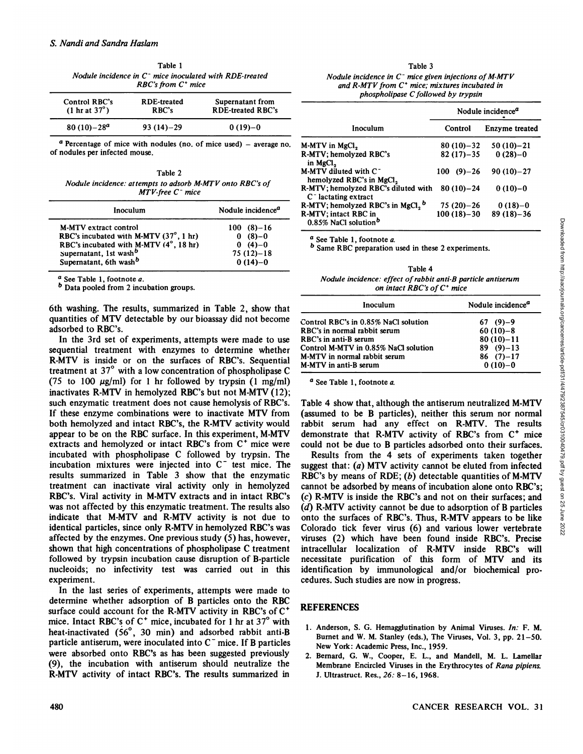Table 1

*Nodule incidence in $C^-$ mice inoculated with RDE-treated RBC's from $C^+$ mice*

| Control RBC's (1 hr at 37°) | RDE-treated RBC's | Supernatant from RDE-treated RBC's |
|---|---|---|
| 80 (10)–28[a] | 93 (14)–29 | 0 (19)–0 |

[a] Percentage of mice with nodules (no. of mice used) – average no. of nodules per infected mouse.

Table 2

*Nodule incidence: attempts to adsorb M-MTV onto RBC's of MTV-free $C^-$ mice*

| Inoculum | Nodule incidence[a] |
|---|---|
| M-MTV extract control | 100 (8)–16 |
| RBC's incubated with M-MTV (37°, 1 hr) | 0 (8)–0 |
| RBC's incubated with M-MTV (4°, 18 hr) | 0 (4)–0 |
| Supernatant, 1st wash[b] | 75 (12)–18 |
| Supernatant, 6th wash[b] | 0 (14)–0 |

[a] See Table 1, footnote *a*.

[b] Data pooled from 2 incubation groups.

6th washing. The results, summarized in Table 2, show that quantities of MTV detectable by our bioassay did not become adsorbed to RBC's.

In the 3rd set of experiments, attempts were made to use sequential treatment with enzymes to determine whether R-MTV is inside or on the surfaces of RBC's. Sequential treatment at 37° with a low concentration of phospholipase C (75 to 100 μg/ml) for 1 hr followed by trypsin (1 mg/ml) inactivates R-MTV in hemolyzed RBC's but not M-MTV (12); such enzymatic treatment does not cause hemolysis of RBC's. If these enzyme combinations were to inactivate MTV from both hemolyzed and intact RBC's, the R-MTV activity would appear to be on the RBC surface. In this experiment, M-MTV extracts and hemolyzed or intact RBC's from $C^+$ mice were incubated with phospholipase C followed by trypsin. The incubation mixtures were injected into $C^-$ test mice. The results summarized in Table 3 show that the enzymatic treatment can inactivate viral activity only in hemolyzed RBC's. Viral activity in M-MTV extracts and in intact RBC's was not affected by this enzymatic treatment. The results also indicate that M-MTV and R-MTV activity is not due to identical particles, since only R-MTV in hemolyzed RBC's was affected by the enzymes. One previous study (5) has, however, shown that high concentrations of phospholipase C treatment followed by trypsin incubation cause disruption of B-particle nucleoids; no infectivity test was carried out in this experiment.

In the last series of experiments, attempts were made to determine whether adsorption of B particles onto the RBC surface could account for the R-MTV activity in RBC's of $C^+$ mice. Intact RBC's of $C^+$ mice, incubated for 1 hr at 37° with heat-inactivated (56°, 30 min) and adsorbed rabbit anti-B particle antiserum, were inoculated into $C^-$ mice. If B particles were absorbed onto RBC's as has been suggested previously (9), the incubation with antiserum should neutralize the R-MTV activity of intact RBC's. The results summarized in

Table 3

*Nodule incidence in $C^-$ mice given injections of M-MTV and R-MTV from $C^+$ mice; mixtures incubated in phospholipase C followed by trypsin*

| Inoculum | Nodule incidence[a] | |
|---|---|---|
| | Control | Enzyme treated |
| M-MTV in $MgCl_2$ | 80 (10)–32 | 50 (10)–21 |
| R-MTV; hemolyzed RBC's in $MgCl_2$ | 82 (17)–35 | 0 (28)–0 |
| M-MTV diluted with $C^-$ hemolyzed RBC's in $MgCl_2$ | 100 (9)–26 | 90 (10)–27 |
| R-MTV; hemolyzed RBC's diluted with $C^-$ lactating extract | 80 (10)–24 | 0 (10)–0 |
| R-MTV; hemolyzed RBC's in $MgCl_2$[b] | 75 (20)–26 | 0 (18)–0 |
| R-MTV; intact RBC in 0.85% NaCl solution[b] | 100 (18)–30 | 89 (18)–36 |

[a] See Table 1, footnote *a*.

[b] Same RBC preparation used in these 2 experiments.

Table 4

*Nodule incidence: effect of rabbit anti-B particle antiserum on intact RBC's of $C^+$ mice*

| Inoculum | Nodule incidence[a] |
|---|---|
| Control RBC's in 0.85% NaCl solution | 67 (9)–9 |
| RBC's in normal rabbit serum | 60 (10)–8 |
| RBC's in anti-B serum | 80 (10)–11 |
| Control M-MTV in 0.85% NaCl solution | 89 (9)–13 |
| M-MTV in normal rabbit serum | 86 (7)–17 |
| M-MTV in anti-B serum | 0 (10)–0 |

[a] See Table 1, footnote *a*.

Table 4 show that, although the antiserum neutralized M-MTV (assumed to be B particles), neither this serum nor normal rabbit serum had any effect on R-MTV. The results demonstrate that R-MTV activity of RBC's from $C^+$ mice could not be due to B particles adsorbed onto their surfaces.

Results from the 4 sets of experiments taken together suggest that: (*a*) MTV activity cannot be eluted from infected RBC's by means of RDE; (*b*) detectable quantities of M-MTV cannot be adsorbed by means of incubation alone onto RBC's; (*c*) R-MTV is inside the RBC's and not on their surfaces; and (*d*) R-MTV activity cannot be due to adsorption of B particles onto the surfaces of RBC's. Thus, R-MTV appears to be like Colorado tick fever virus (6) and various lower vertebrate viruses (2) which have been found inside RBC's. Precise intracellular localization of R-MTV inside RBC's will necessitate purification of this form of MTV and its identification by immunological and/or biochemical procedures. Such studies are now in progress.

## REFERENCES

1. Anderson, S. G. Hemagglutination by Animal Viruses. *In:* F. M. Burnet and W. M. Stanley (eds.), The Viruses, Vol. 3, pp. 21–50. New York: Academic Press, Inc., 1959.
2. Bernard, G. W., Cooper, E. L., and Mandell, M. L. Lamellar Membrane Encircled Viruses in the Erythrocytes of *Rana pipiens*. J. Ultrastruct. Res., *26:* 8–16, 1968.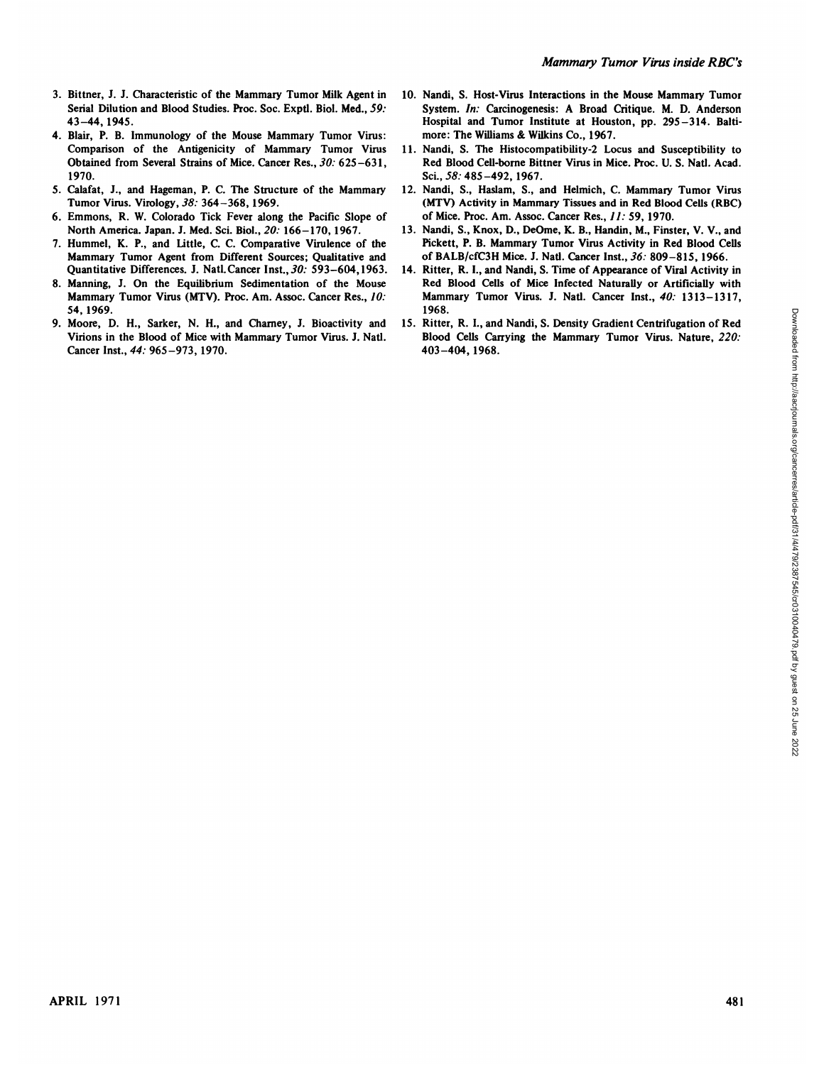3. Bittner, J. J. Characteristic of the Mammary Tumor Milk Agent in Serial Dilution and Blood Studies. Proc. Soc. Exptl. Biol. Med., *59:* 43–44, 1945.
4. Blair, P. B. Immunology of the Mouse Mammary Tumor Virus: Comparison of the Antigenicity of Mammary Tumor Virus Obtained from Several Strains of Mice. Cancer Res., *30:* 625–631, 1970.
5. Calafat, J., and Hageman, P. C. The Structure of the Mammary Tumor Virus. Virology, *38:* 364–368, 1969.
6. Emmons, R. W. Colorado Tick Fever along the Pacific Slope of North America. Japan. J. Med. Sci. Biol., *20:* 166–170, 1967.
7. Hummel, K. P., and Little, C. C. Comparative Virulence of the Mammary Tumor Agent from Different Sources; Qualitative and Quantitative Differences. J. Natl. Cancer Inst., *30:* 593–604, 1963.
8. Manning, J. On the Equilibrium Sedimentation of the Mouse Mammary Tumor Virus (MTV). Proc. Am. Assoc. Cancer Res., *10:* 54, 1969.
9. Moore, D. H., Sarker, N. H., and Charney, J. Bioactivity and Virions in the Blood of Mice with Mammary Tumor Virus. J. Natl. Cancer Inst., *44:* 965–973, 1970.
10. Nandi, S. Host-Virus Interactions in the Mouse Mammary Tumor System. *In:* Carcinogenesis: A Broad Critique. M. D. Anderson Hospital and Tumor Institute at Houston, pp. 295–314. Baltimore: The Williams & Wilkins Co., 1967.
11. Nandi, S. The Histocompatibility-2 Locus and Susceptibility to Red Blood Cell-borne Bittner Virus in Mice. Proc. U. S. Natl. Acad. Sci., *58:* 485–492, 1967.
12. Nandi, S., Haslam, S., and Helmich, C. Mammary Tumor Virus (MTV) Activity in Mammary Tissues and in Red Blood Cells (RBC) of Mice. Proc. Am. Assoc. Cancer Res., *11:* 59, 1970.
13. Nandi, S., Knox, D., DeOme, K. B., Handin, M., Finster, V. V., and Pickett, P. B. Mammary Tumor Virus Activity in Red Blood Cells of BALB/cfC3H Mice. J. Natl. Cancer Inst., *36:* 809–815, 1966.
14. Ritter, R. I., and Nandi, S. Time of Appearance of Viral Activity in Red Blood Cells of Mice Infected Naturally or Artificially with Mammary Tumor Virus. J. Natl. Cancer Inst., *40:* 1313–1317, 1968.
15. Ritter, R. I., and Nandi, S. Density Gradient Centrifugation of Red Blood Cells Carrying the Mammary Tumor Virus. Nature, *220:* 403–404, 1968.